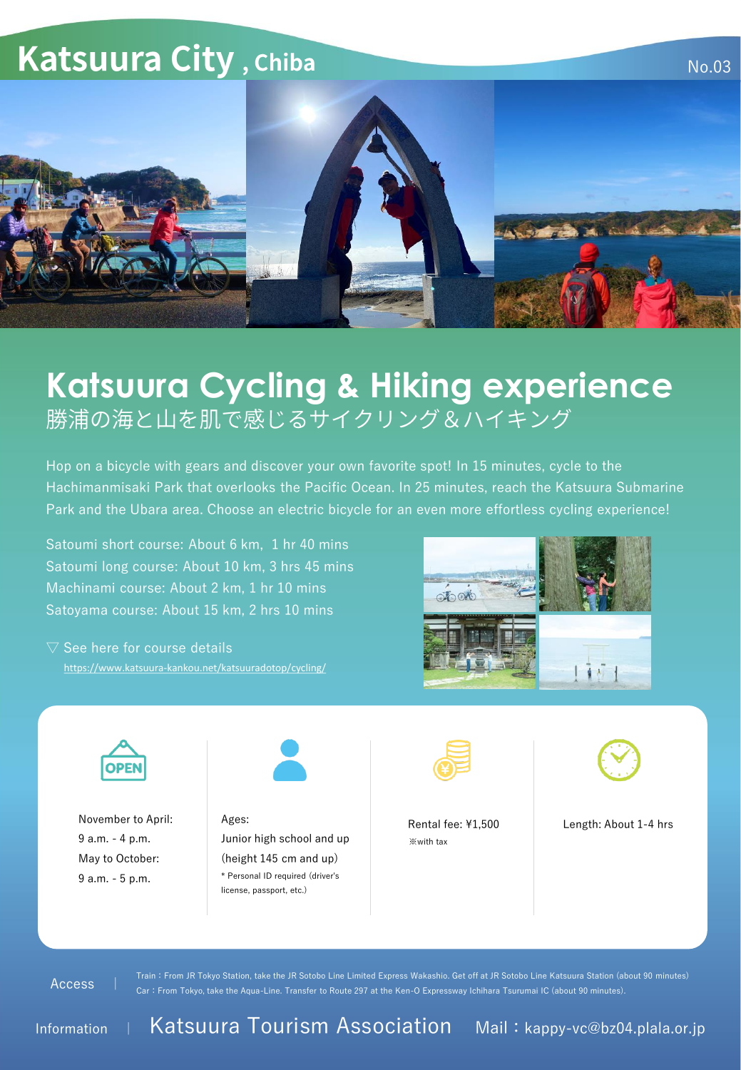# Katsuura City, Chiba

No.03

## Katsuura Cycling & Hiking experience

勝浦の海と山を肌で感じるサイクリング＆ハイキング

Hop on a bicycle with gears and discover your own favorite spot! In 15 minutes, cycle to the Hachimanmisaki Park that overlooks the Pacific Ocean. In 25 minutes, reach the Katsuura Submarine Park and the Ubara area. Choose an electric bicycle for an even more effortless cycling experience!

Satoumi short course: About 6 km, 1 hr 40 mins
Satoumi long course: About 10 km, 3 hrs 45 mins
Machinami course: About 2 km, 1 hr 10 mins
Satoyama course: About 15 km, 2 hrs 10 mins

▽ See here for course details
https://www.katsuura-kankou.net/katsuuradotop/cycling/

OPEN

November to April:
9 a.m. - 4 p.m.
May to October:
9 a.m. - 5 p.m.

Ages:
Junior high school and up
(height 145 cm and up)
* Personal ID required (driver's license, passport, etc.)

Rental fee: ¥1,500
※with tax

Length: About 1-4 hrs

Access | Train：From JR Tokyo Station, take the JR Sotobo Line Limited Express Wakashio. Get off at JR Sotobo Line Katsuura Station (about 90 minutes)
Car：From Tokyo, take the Aqua-Line. Transfer to Route 297 at the Ken-O Expressway Ichihara Tsurumai IC (about 90 minutes).

Information | Katsuura Tourism Association Mail：kappy-vc@bz04.plala.or.jp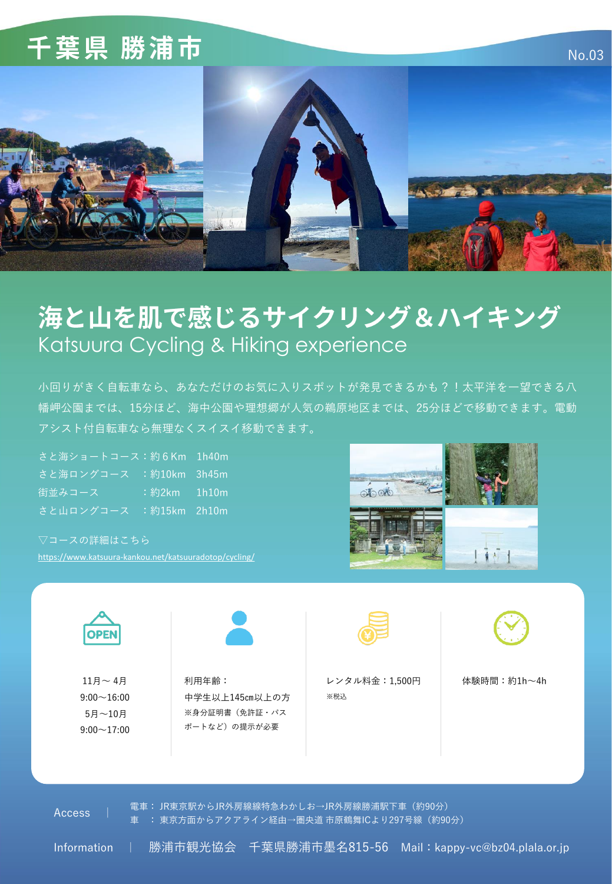# 千葉県 勝浦市

No.03

## 海と山を肌で感じるサイクリング＆ハイキング

Katsuura Cycling & Hiking experience

小回りがきく自転車なら、あなただけのお気に入りスポットが発見できるかも？！太平洋を一望できる八幡岬公園までは、15分ほど、海中公園や理想郷が人気の鵜原地区までは、25分ほどで移動できます。電動アシスト付自転車なら無理なくスイスイ移動できます。

さと海ショートコース：約６Km　1h40m
さと海ロングコース　：約10km　3h45m
街並みコース　　　　：約2km　 1h10m
さと山ロングコース　：約15km　2h10m

▽コースの詳細はこちら
https://www.katsuura-kankou.net/katsuuradotop/cycling/

OPEN

11月～ 4月
9:00～16:00
5月～10月
9:00～17:00

利用年齢：
中学生以上145㎝以上の方
※身分証明書（免許証・パスポートなど）の提示が必要

レンタル料金：1,500円
※税込

体験時間：約1h～4h

Access | 電車： JR東京駅からJR外房線線特急わかしお→JR外房線勝浦駅下車（約90分）
車　： 東京方面からアクアライン経由→圏央道 市原鶴舞ICより297号線（約90分）

Information | 勝浦市観光協会　千葉県勝浦市墨名815-56　Mail：kappy-vc@bz04.plala.or.jp